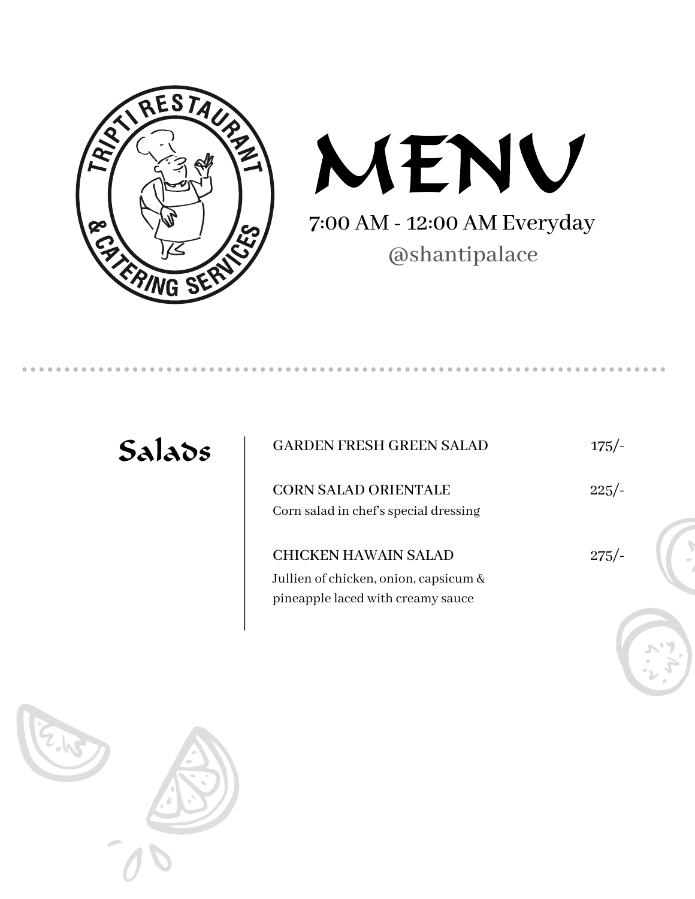TRIPTI RESTAURANT & CATERING SERVICES

# MENU

7:00 AM - 12:00 AM Everyday

@shantipalace

## Salads

| Item | Price |
|---|---|
| GARDEN FRESH GREEN SALAD | 175/- |
| CORN SALAD ORIENTALE<br>Corn salad in chef's special dressing | 225/- |
| CHICKEN HAWAIN SALAD<br>Jullien of chicken, onion, capsicum & pineapple laced with creamy sauce | 275/- |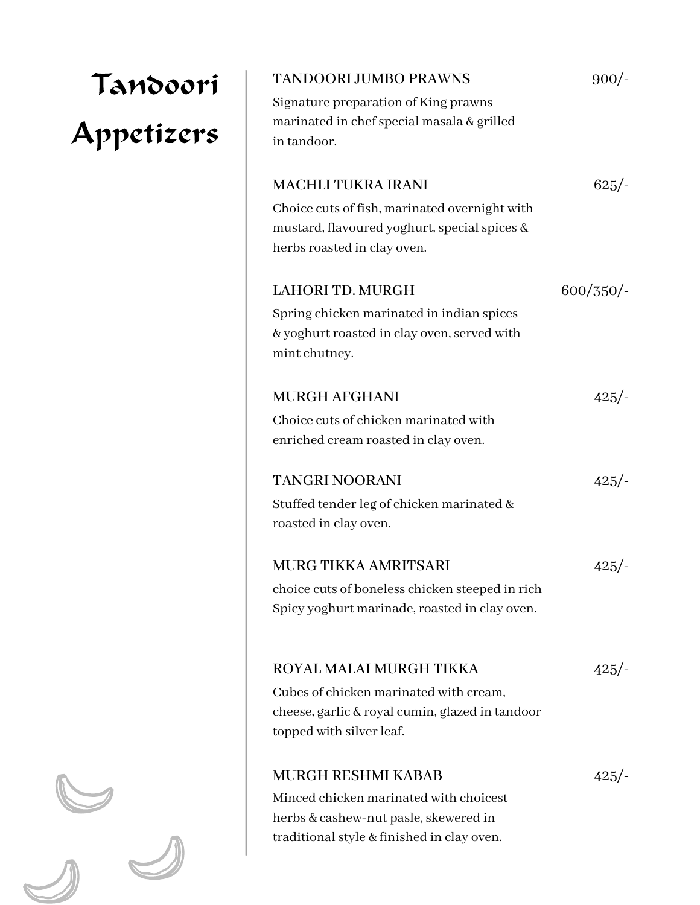# Tandoori Appetizers

**TANDOORI JUMBO PRAWNS** — 900/-

Signature preparation of King prawns marinated in chef special masala & grilled in tandoor.

**MACHLI TUKRA IRANI** — 625/-

Choice cuts of fish, marinated overnight with mustard, flavoured yoghurt, special spices & herbs roasted in clay oven.

**LAHORI TD. MURGH** — 600/350/-

Spring chicken marinated in indian spices & yoghurt roasted in clay oven, served with mint chutney.

**MURGH AFGHANI** — 425/-

Choice cuts of chicken marinated with enriched cream roasted in clay oven.

**TANGRI NOORANI** — 425/-

Stuffed tender leg of chicken marinated & roasted in clay oven.

**MURG TIKKA AMRITSARI** — 425/-

choice cuts of boneless chicken steeped in rich Spicy yoghurt marinade, roasted in clay oven.

**ROYAL MALAI MURGH TIKKA** — 425/-

Cubes of chicken marinated with cream, cheese, garlic & royal cumin, glazed in tandoor topped with silver leaf.

**MURGH RESHMI KABAB** — 425/-

Minced chicken marinated with choicest herbs & cashew-nut pasle, skewered in traditional style & finished in clay oven.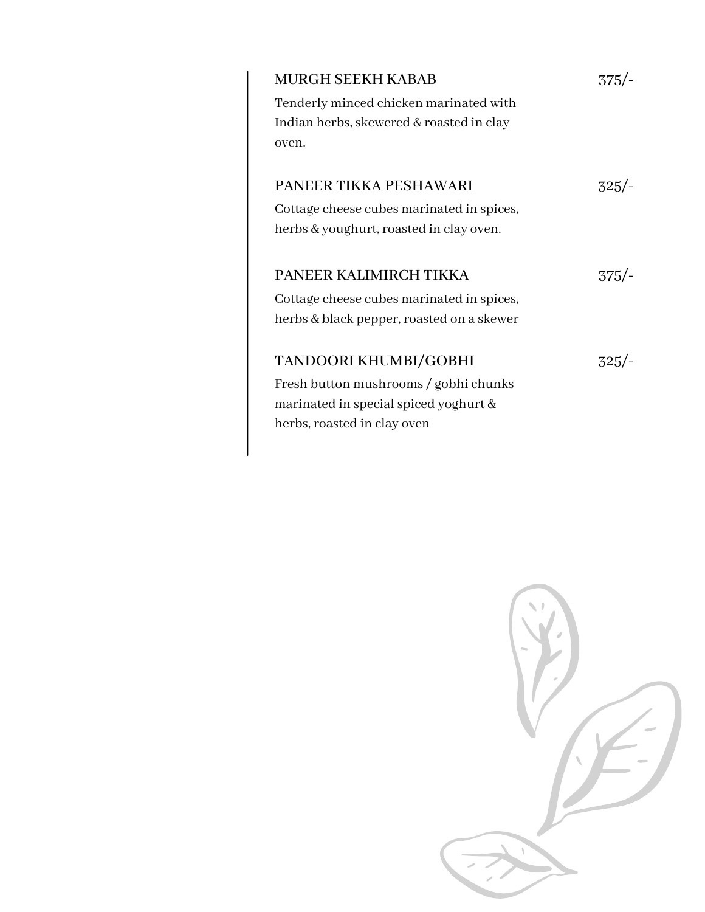### MURGH SEEKH KABAB — 375/-

Tenderly minced chicken marinated with Indian herbs, skewered & roasted in clay oven.

### PANEER TIKKA PESHAWARI — 325/-

Cottage cheese cubes marinated in spices, herbs & youghurt, roasted in clay oven.

### PANEER KALIMIRCH TIKKA — 375/-

Cottage cheese cubes marinated in spices, herbs & black pepper, roasted on a skewer

### TANDOORI KHUMBI/GOBHI — 325/-

Fresh button mushrooms / gobhi chunks marinated in special spiced yoghurt & herbs, roasted in clay oven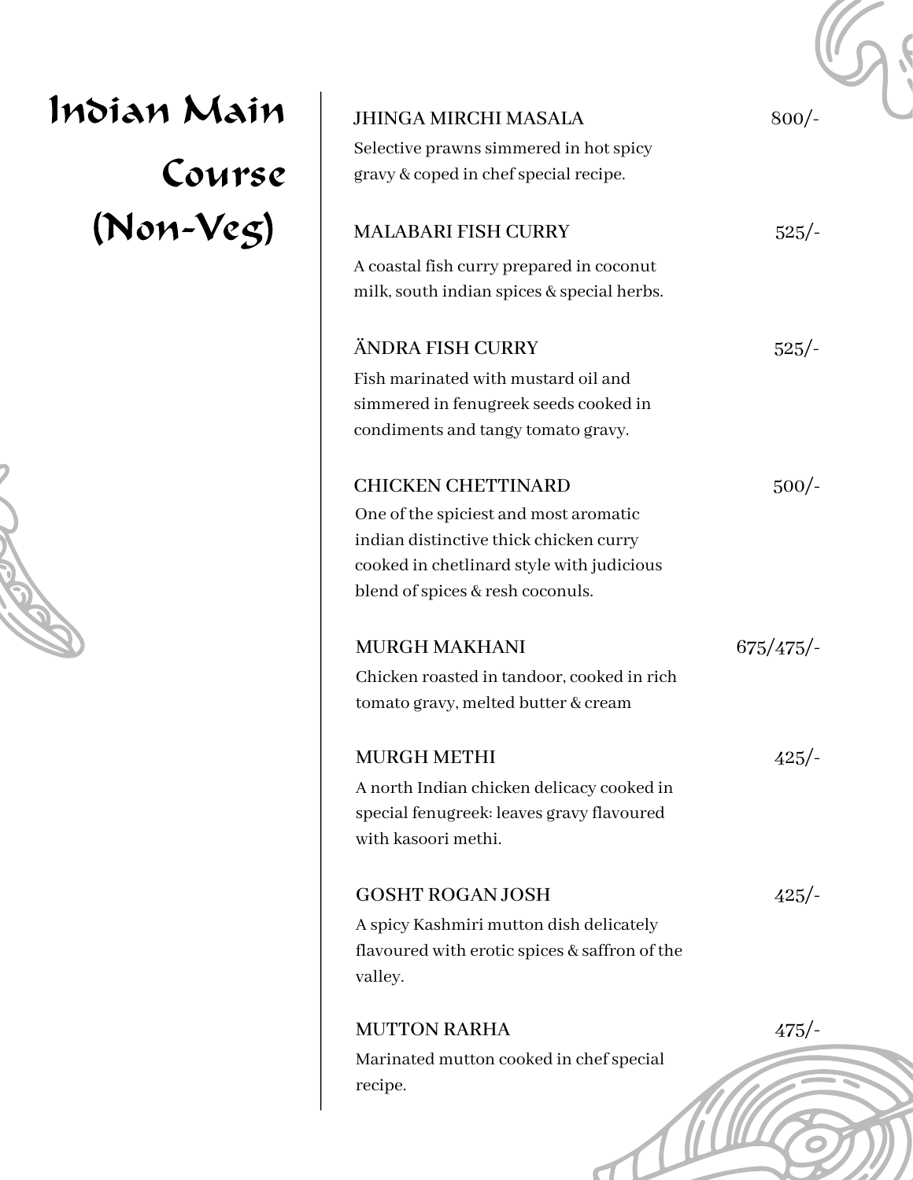# Indian Main Course (Non-Veg)

**JHINGA MIRCHI MASALA** — 800/-

Selective prawns simmered in hot spicy gravy & coped in chef special recipe.

**MALABARI FISH CURRY** — 525/-

A coastal fish curry prepared in coconut milk, south indian spices & special herbs.

**ÄNDRA FISH CURRY** — 525/-

Fish marinated with mustard oil and simmered in fenugreek seeds cooked in condiments and tangy tomato gravy.

**CHICKEN CHETTINARD** — 500/-

One of the spiciest and most aromatic indian distinctive thick chicken curry cooked in chetlinard style with judicious blend of spices & resh coconuls.

**MURGH MAKHANI** — 675/475/-

Chicken roasted in tandoor, cooked in rich tomato gravy, melted butter & cream

**MURGH METHI** — 425/-

A north Indian chicken delicacy cooked in special fenugreek: leaves gravy flavoured with kasoori methi.

**GOSHT ROGAN JOSH** — 425/-

A spicy Kashmiri mutton dish delicately flavoured with erotic spices & saffron of the valley.

**MUTTON RARHA** — 475/-

Marinated mutton cooked in chef special recipe.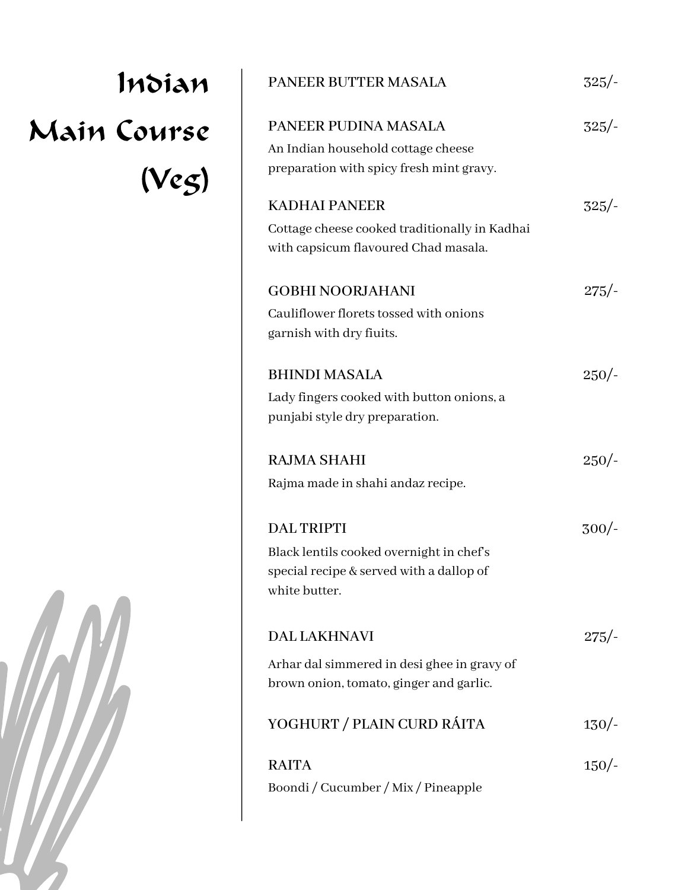# Indian Main Course (Veg)

**PANEER BUTTER MASALA** 325/-

**PANEER PUDINA MASALA** 325/-
An Indian household cottage cheese preparation with spicy fresh mint gravy.

**KADHAI PANEER** 325/-
Cottage cheese cooked traditionally in Kadhai with capsicum flavoured Chad masala.

**GOBHI NOORJAHANI** 275/-
Cauliflower florets tossed with onions garnish with dry fiuits.

**BHINDI MASALA** 250/-
Lady fingers cooked with button onions, a punjabi style dry preparation.

**RAJMA SHAHI** 250/-
Rajma made in shahi andaz recipe.

**DAL TRIPTI** 300/-
Black lentils cooked overnight in chef's special recipe & served with a dallop of white butter.

**DAL LAKHNAVI** 275/-
Arhar dal simmered in desi ghee in gravy of brown onion, tomato, ginger and garlic.

**YOGHURT / PLAIN CURD RÁITA** 130/-

**RAITA** 150/-
Boondi / Cucumber / Mix / Pineapple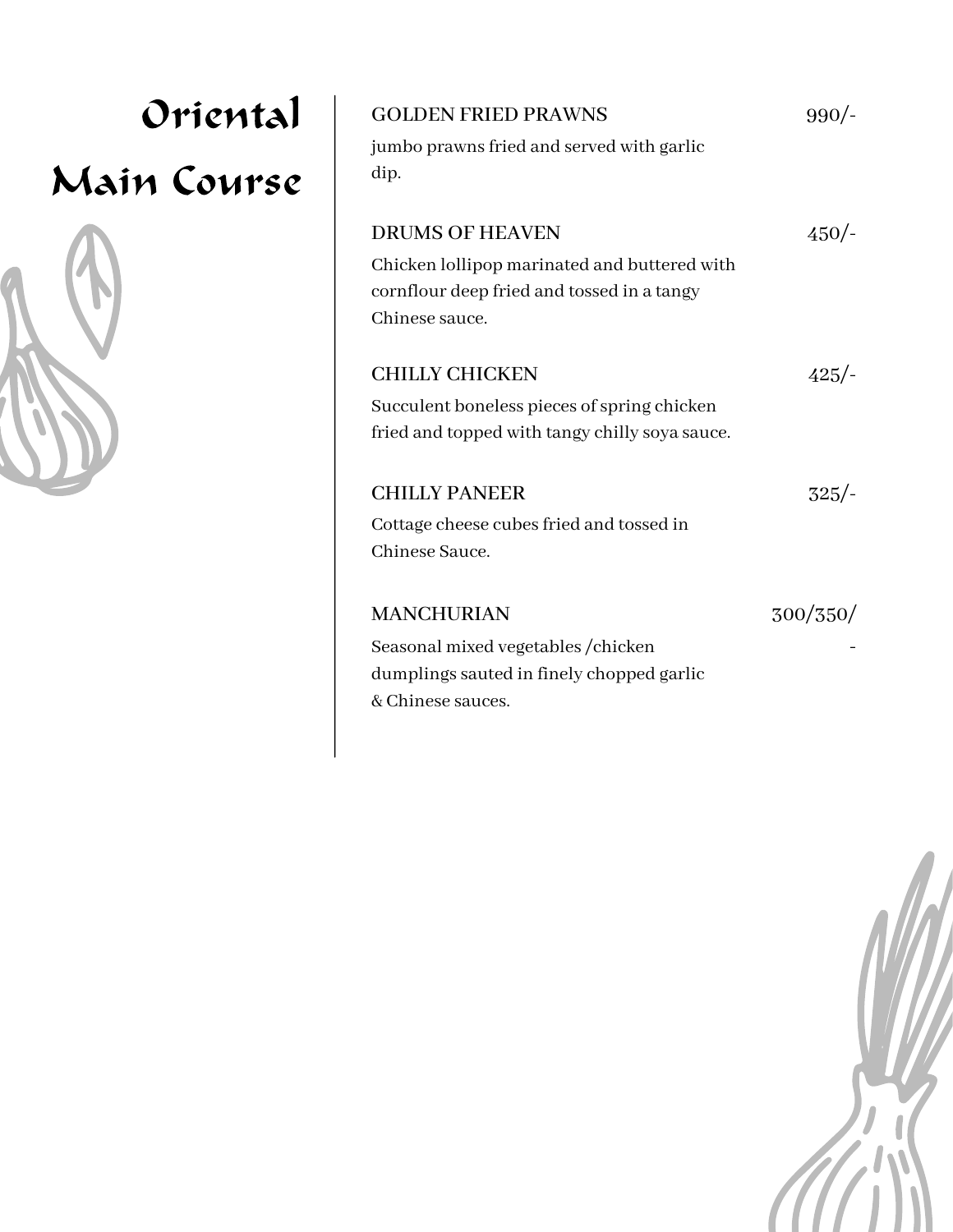# Oriental Main Course

**GOLDEN FRIED PRAWNS** 990/-

jumbo prawns fried and served with garlic dip.

**DRUMS OF HEAVEN** 450/-

Chicken lollipop marinated and buttered with cornflour deep fried and tossed in a tangy Chinese sauce.

**CHILLY CHICKEN** 425/-

Succulent boneless pieces of spring chicken fried and topped with tangy chilly soya sauce.

**CHILLY PANEER** 325/-

Cottage cheese cubes fried and tossed in Chinese Sauce.

**MANCHURIAN** 300/350/-

Seasonal mixed vegetables /chicken dumplings sauted in finely chopped garlic & Chinese sauces.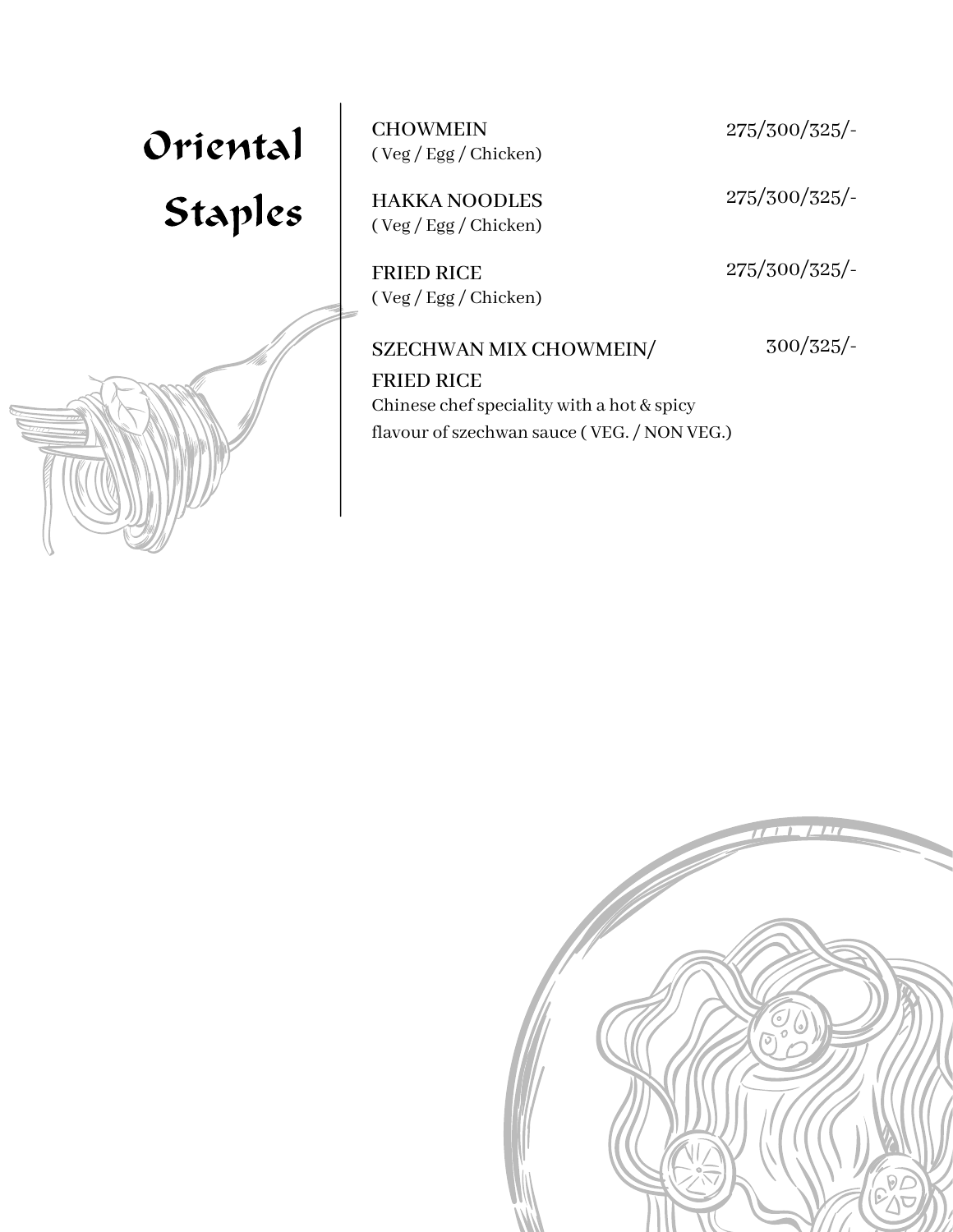# Oriental Staples

**CHOWMEIN** 275/300/325/-
( Veg / Egg / Chicken)

**HAKKA NOODLES** 275/300/325/-
( Veg / Egg / Chicken)

**FRIED RICE** 275/300/325/-
( Veg / Egg / Chicken)

**SZECHWAN MIX CHOWMEIN/ FRIED RICE** 300/325/-
Chinese chef speciality with a hot & spicy flavour of szechwan sauce ( VEG. / NON VEG.)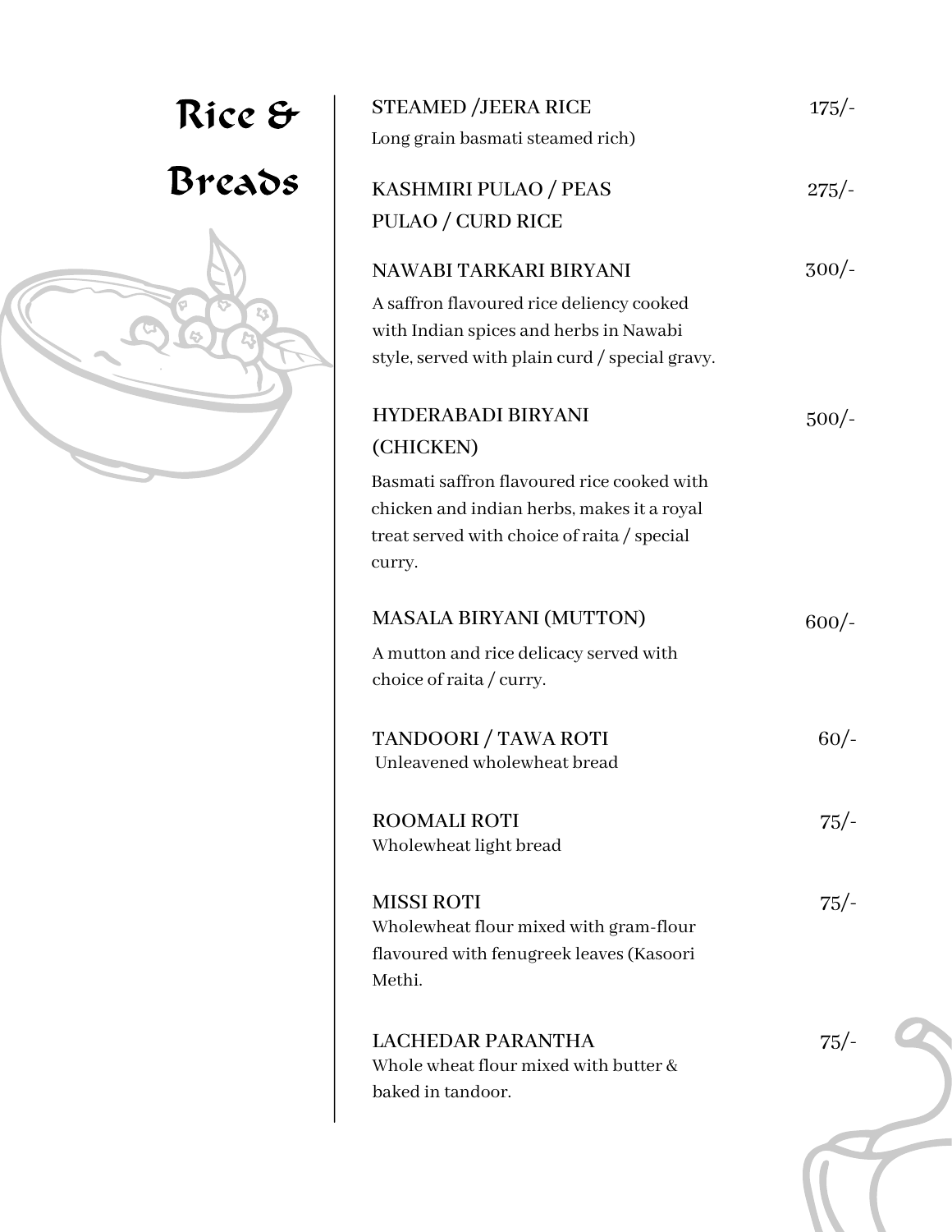# Rice & Breads

**STEAMED /JEERA RICE** — 175/-
Long grain basmati steamed rich)

**KASHMIRI PULAO / PEAS PULAO / CURD RICE** — 275/-

**NAWABI TARKARI BIRYANI** — 300/-
A saffron flavoured rice deliency cooked with Indian spices and herbs in Nawabi style, served with plain curd / special gravy.

**HYDERABADI BIRYANI (CHICKEN)** — 500/-
Basmati saffron flavoured rice cooked with chicken and indian herbs, makes it a royal treat served with choice of raita / special curry.

**MASALA BIRYANI (MUTTON)** — 600/-
A mutton and rice delicacy served with choice of raita / curry.

**TANDOORI / TAWA ROTI** — 60/-
Unleavened wholewheat bread

**ROOMALI ROTI** — 75/-
Wholewheat light bread

**MISSI ROTI** — 75/-
Wholewheat flour mixed with gram-flour flavoured with fenugreek leaves (Kasoori Methi.

**LACHEDAR PARANTHA** — 75/-
Whole wheat flour mixed with butter & baked in tandoor.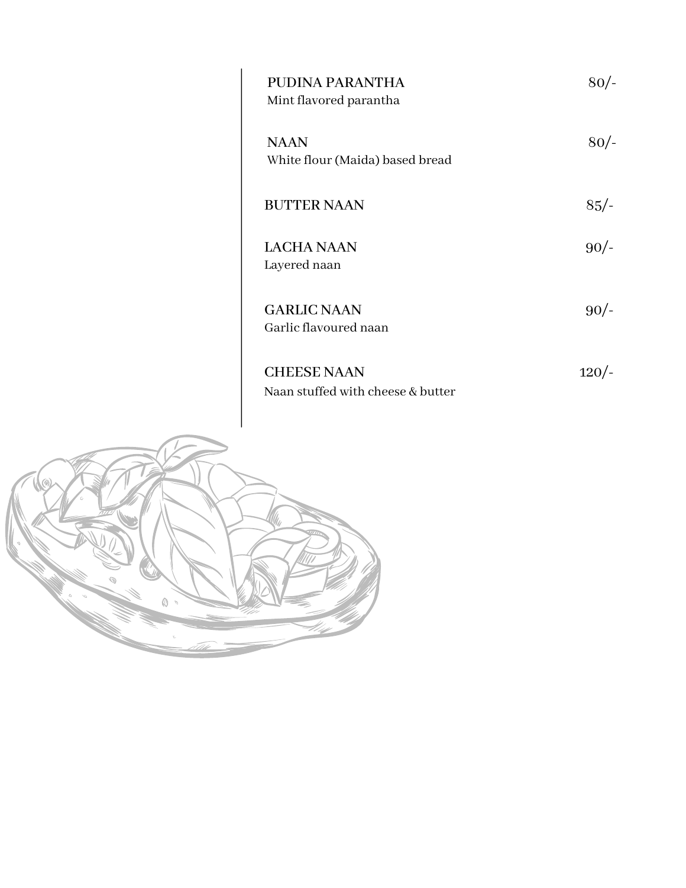PUDINA PARANTHA 80/-
Mint flavored parantha

NAAN 80/-
White flour (Maida) based bread

BUTTER NAAN 85/-

LACHA NAAN 90/-
Layered naan

GARLIC NAAN 90/-
Garlic flavoured naan

CHEESE NAAN 120/-
Naan stuffed with cheese & butter